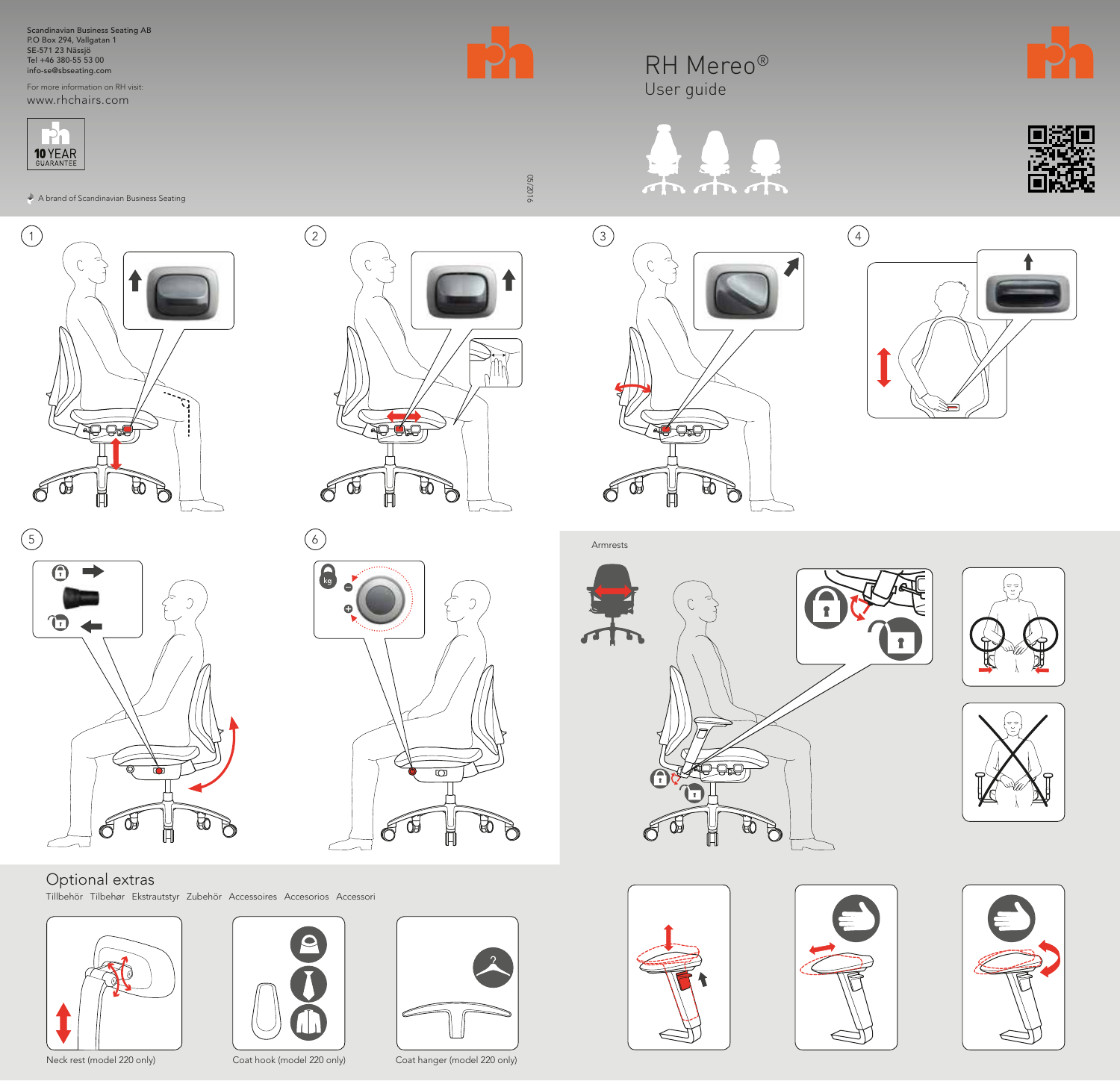# RH Mereo®

## User guide

Scandinavian Business Seating AB
P.O Box 294, Vallgatan 1
SE-571 23 Nässjö
Tel +46 380-55 53 00
info-se@sbseating.com

For more information on RH visit:
www.rhchairs.com

10 YEAR GUARANTEE

A brand of Scandinavian Business Seating

05/2016

1

2

3

4

5

6

Armrests

## Optional extras

Tillbehör Tilbehør Ekstrautstyr Zubehör Accessoires Accesorios Accessori

Neck rest (model 220 only)

Coat hook (model 220 only)

Coat hanger (model 220 only)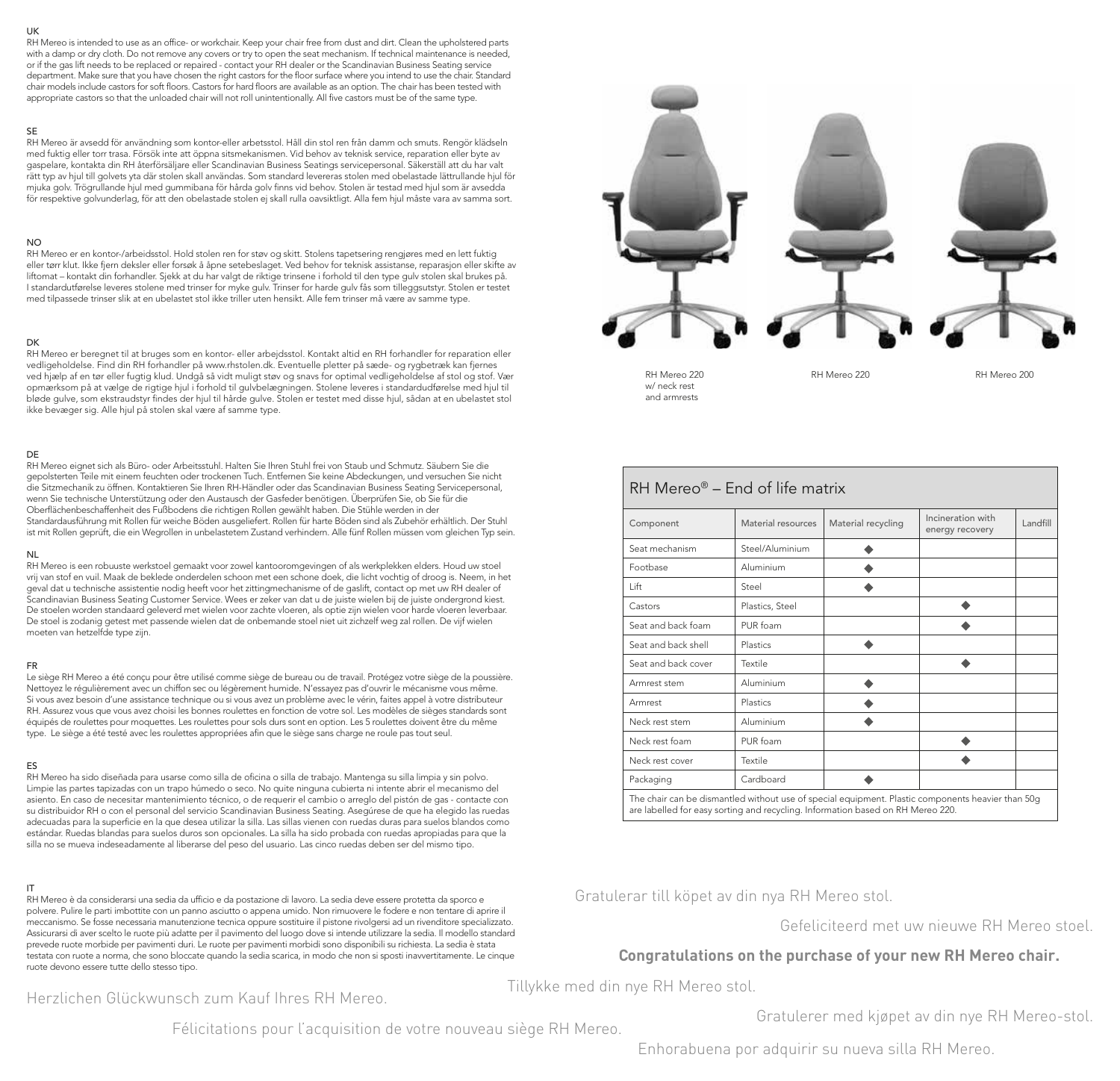UK

RH Mereo is intended to use as an office- or workchair. Keep your chair free from dust and dirt. Clean the upholstered parts with a damp or dry cloth. Do not remove any covers or try to open the seat mechanism. If technical maintenance is needed, or if the gas lift needs to be replaced or repaired - contact your RH dealer or the Scandinavian Business Seating service department. Make sure that you have chosen the right castors for the floor surface where you intend to use the chair. Standard chair models include castors for soft floors. Castors for hard floors are available as an option. The chair has been tested with appropriate castors so that the unloaded chair will not roll unintentionally. All five castors must be of the same type.

SE

RH Mereo är avsedd för användning som kontor-eller arbetsstol. Håll din stol ren från damm och smuts. Rengör klädseln med fuktig eller torr trasa. Försök inte att öppna sitsmekanismen. Vid behov av teknisk service, reparation eller byte av gaspelare, kontakta din RH återförsäljare eller Scandinavian Business Seatings servicepersonal. Säkerställ att du har valt rätt typ av hjul till golvets yta där stolen skall användas. Som standard levereras stolen med obelastade lättrullande hjul för mjuka golv. Trögrullande hjul med gummibana för hårda golv finns vid behov. Stolen är testad med hjul som är avsedda för respektive golvunderlag, för att den obelastade stolen ej skall rulla oavsiktligt. Alla fem hjul måste vara av samma sort.

NO

RH Mereo er en kontor-/arbeidsstol. Hold stolen ren for støv og skitt. Stolens tapetsering rengjøres med en lett fuktig eller tørr klut. Ikke fjern deksler eller forsøk å åpne setebeslaget. Ved behov for teknisk assistanse, reparasjon eller skifte av liftomat – kontakt din forhandler. Sjekk at du har valgt de riktige trinsene i forhold til den type gulv stolen skal brukes på. I standardutførelse leveres stolene med trinser for myke gulv. Trinser for harde gulv fås som tilleggsutstyr. Stolen er testet med tilpassede trinser slik at en ubelastet stol ikke triller uten hensikt. Alle fem trinser må være av samme type.

DK

RH Mereo er beregnet til at bruges som en kontor- eller arbejdsstol. Kontakt altid en RH forhandler for reparation eller vedligeholdelse. Find din RH forhandler på www.rhstolen.dk. Eventuelle pletter på sæde- og rygbetræk kan fjernes ved hjælp af en tør eller fugtig klud. Undgå så vidt muligt støv og snavs for optimal vedligeholdelse af stol og stof. Vær opmærksom på at vælge de rigtige hjul i forhold til gulvbelægningen. Stolene leveres i standardudførelse med hjul til bløde gulve, som ekstraudstyr findes der hjul til hårde gulve. Stolen er testet med disse hjul, sådan at en ubelastet stol ikke bevæger sig. Alle hjul på stolen skal være af samme type.

DE

RH Mereo eignet sich als Büro- oder Arbeitsstuhl. Halten Sie Ihren Stuhl frei von Staub und Schmutz. Säubern Sie die gepolsterten Teile mit einem feuchten oder trockenen Tuch. Entfernen Sie keine Abdeckungen, und versuchen Sie nicht die Sitzmechanik zu öffnen. Kontaktieren Sie Ihren RH-Händler oder das Scandinavian Business Seating Servicepersonal, wenn Sie technische Unterstützung oder den Austausch der Gasfeder benötigen. Überprüfen Sie, ob Sie für die Oberflächenbeschaffenheit des Fußbodens die richtigen Rollen gewählt haben. Die Stühle werden in der Standardausführung mit Rollen für weiche Böden ausgeliefert. Rollen für harte Böden sind als Zubehör erhältlich. Der Stuhl ist mit Rollen geprüft, die ein Wegrollen in unbelastetem Zustand verhindern. Alle fünf Rollen müssen vom gleichen Typ sein.

NL

RH Mereo is een robuuste werkstoel gemaakt voor zowel kantooromgevingen of als werkplekken elders. Houd uw stoel vrij van stof en vuil. Maak de beklede onderdelen schoon met een schone doek, die licht vochtig of droog is. Neem, in het geval dat u technische assistentie nodig heeft voor het zittingmechanisme of de gaslift, contact op met uw RH dealer of Scandinavian Business Seating Customer Service. Wees er zeker van dat u de juiste wielen bij de juiste ondergrond kiest. De stoelen worden standaard geleverd met wielen voor zachte vloeren, als optie zijn wielen voor harde vloeren leverbaar. De stoel is zodanig getest met passende wielen dat de onbemande stoel niet uit zichzelf weg zal rollen. De vijf wielen moeten van hetzelfde type zijn.

FR

Le siège RH Mereo a été conçu pour être utilisé comme siège de bureau ou de travail. Protégez votre siège de la poussière. Nettoyez le régulièrement avec un chiffon sec ou légèrement humide. N'essayez pas d'ouvrir le mécanisme vous même. Si vous avez besoin d'une assistance technique ou si vous avez un problème avec le vérin, faites appel à votre distributeur RH. Assurez vous que vous avez choisi les bonnes roulettes en fonction de votre sol. Les modèles de sièges standards sont équipés de roulettes pour moquettes. Les roulettes pour sols durs sont en option. Les 5 roulettes doivent être du même type. Le siège a été testé avec les roulettes appropriées afin que le siège sans charge ne roule pas tout seul.

ES

RH Mereo ha sido diseñada para usarse como silla de oficina o silla de trabajo. Mantenga su silla limpia y sin polvo. Limpie las partes tapizadas con un trapo húmedo o seco. No quite ninguna cubierta ni intente abrir el mecanismo del asiento. En caso de necesitar mantenimiento técnico, o de requerir el cambio o arreglo del pistón de gas - contacte con su distribuidor RH o con el personal del servicio Scandinavian Business Seating. Asegúrese de que ha elegido las ruedas adecuadas para la superficie en la que desea utilizar la silla. Las sillas vienen con ruedas duras para suelos blandos como estándar. Ruedas blandas para suelos duros son opcionales. La silla ha sido probada con ruedas apropiadas para que la silla no se mueva indeseadamente al liberarse del peso del usuario. Las cinco ruedas deben ser del mismo tipo.

IT

RH Mereo è da considerarsi una sedia da ufficio e da postazione di lavoro. La sedia deve essere protetta da sporco e polvere. Pulire le parti imbottite con un panno asciutto o appena umido. Non rimuovere le fodere e non tentare di aprire il meccanismo. Se fosse necessaria manutenzione tecnica oppure sostituire il pistone rivolgersi ad un rivenditore specializzato. Assicurarsi di aver scelto le ruote più adatte per il pavimento del luogo dove si intende utilizzare la sedia. Il modello standard prevede ruote morbide per pavimenti duri. Le ruote per pavimenti morbidi sono disponibili su richiesta. La sedia è stata testata con ruote a norma, che sono bloccate quando la sedia scarica, in modo che non si sposti inavvertitamente. Le cinque ruote devono essere tutte dello stesso tipo.

RH Mereo 220 w/ neck rest and armrests

RH Mereo 220

RH Mereo 200

## RH Mereo® – End of life matrix

| Component | Material resources | Material recycling | Incineration with energy recovery | Landfill |
|---|---|---|---|---|
| Seat mechanism | Steel/Aluminium | ◆ | | |
| Footbase | Aluminium | ◆ | | |
| Lift | Steel | ◆ | | |
| Castors | Plastics, Steel | | ◆ | |
| Seat and back foam | PUR foam | | ◆ | |
| Seat and back shell | Plastics | ◆ | | |
| Seat and back cover | Textile | | ◆ | |
| Armrest stem | Aluminium | ◆ | | |
| Armrest | Plastics | ◆ | | |
| Neck rest stem | Aluminium | ◆ | | |
| Neck rest foam | PUR foam | | ◆ | |
| Neck rest cover | Textile | | ◆ | |
| Packaging | Cardboard | ◆ | | |

The chair can be dismantled without use of special equipment. Plastic components heavier than 50g are labelled for easy sorting and recycling. Information based on RH Mereo 220.

Gratulerar till köpet av din nya RH Mereo stol.

Gefeliciteerd met uw nieuwe RH Mereo stoel.

**Congratulations on the purchase of your new RH Mereo chair.**

Tillykke med din nye RH Mereo stol.

Herzlichen Glückwunsch zum Kauf Ihres RH Mereo.

Gratulerer med kjøpet av din nye RH Mereo-stol.

Félicitations pour l'acquisition de votre nouveau siège RH Mereo.

Enhorabuena por adquirir su nueva silla RH Mereo.